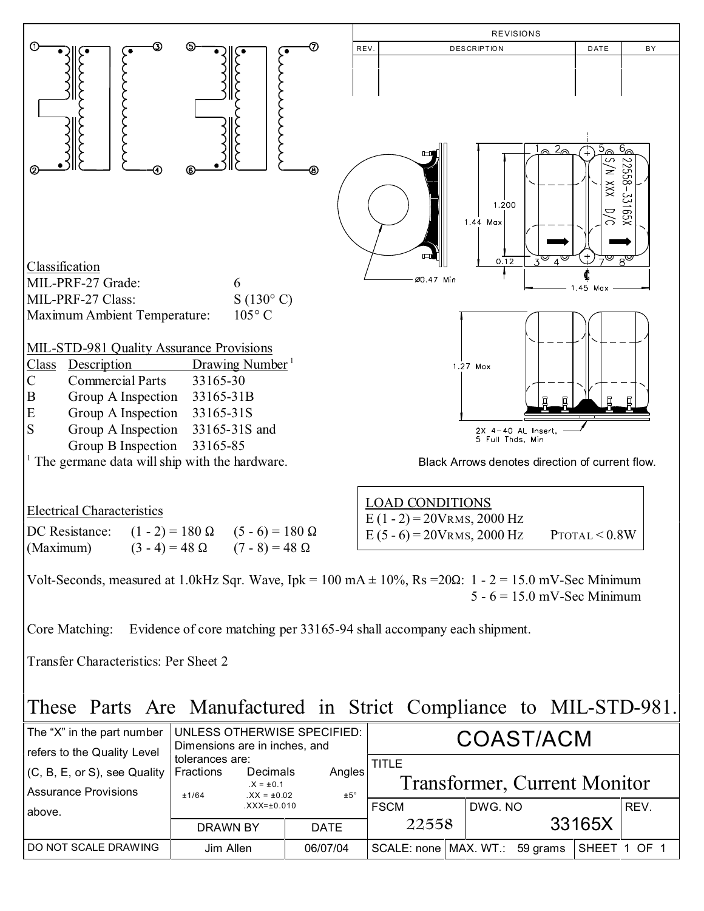| REV. | DESCRIPTION | DATE | BY |
|---|---|---|---|
| | | | |

Classification

MIL-PRF-27 Grade: 6

MIL-PRF-27 Class: S (130° C)

Maximum Ambient Temperature: 105° C

MIL-STD-981 Quality Assurance Provisions

| Class | Description | Drawing Number [1] |
|---|---|---|
| C | Commercial Parts | 33165-30 |
| B | Group A Inspection | 33165-31B |
| E | Group A Inspection | 33165-31S |
| S | Group A Inspection | 33165-31S and |
| | Group B Inspection | 33165-85 |

[1] The germane data will ship with the hardware.

1.200

1.44 Max

0.12

Ø0.47 Min

1.45 Max

22558-33165X S/N XXX D/C

1.27 Max

2X 4-40 AL Insert, 5 Full Thds, Min

Black Arrows denotes direction of current flow.

Electrical Characteristics

| DC Resistance: | (1 - 2) = 180 Ω | (5 - 6) = 180 Ω |
|---|---|---|
| (Maximum) | (3 - 4) = 48 Ω | (7 - 8) = 48 Ω |

LOAD CONDITIONS

E (1 - 2) = 20VRMS, 2000 Hz

E (5 - 6) = 20VRMS, 2000 Hz PTOTAL < 0.8W

Volt-Seconds, measured at 1.0kHz Sqr. Wave, Ipk = 100 mA ± 10%, Rs =20Ω: 1 - 2 = 15.0 mV-Sec Minimum
5 - 6 = 15.0 mV-Sec Minimum

Core Matching: Evidence of core matching per 33165-94 shall accompany each shipment.

Transfer Characteristics: Per Sheet 2

These Parts Are Manufactured in Strict Compliance to MIL-STD-981.

| The "X" in the part number refers to the Quality Level (C, B, E, or S), see Quality Assurance Provisions above. | UNLESS OTHERWISE SPECIFIED: Dimensions are in inches, and tolerances are: Fractions ±1/64; Decimals .X = ±0.1, .XX = ±0.02, .XXX=±0.010; Angles ±5° | COAST/ACM |
|---|---|---|
| | | TITLE: Transformer, Current Monitor |
| | DRAWN BY: Jim Allen / DATE: 06/07/04 | FSCM: 22558 / DWG. NO: 33165X / REV. |
| DO NOT SCALE DRAWING | | SCALE: none / MAX. WT.: 59 grams / SHEET 1 OF 1 |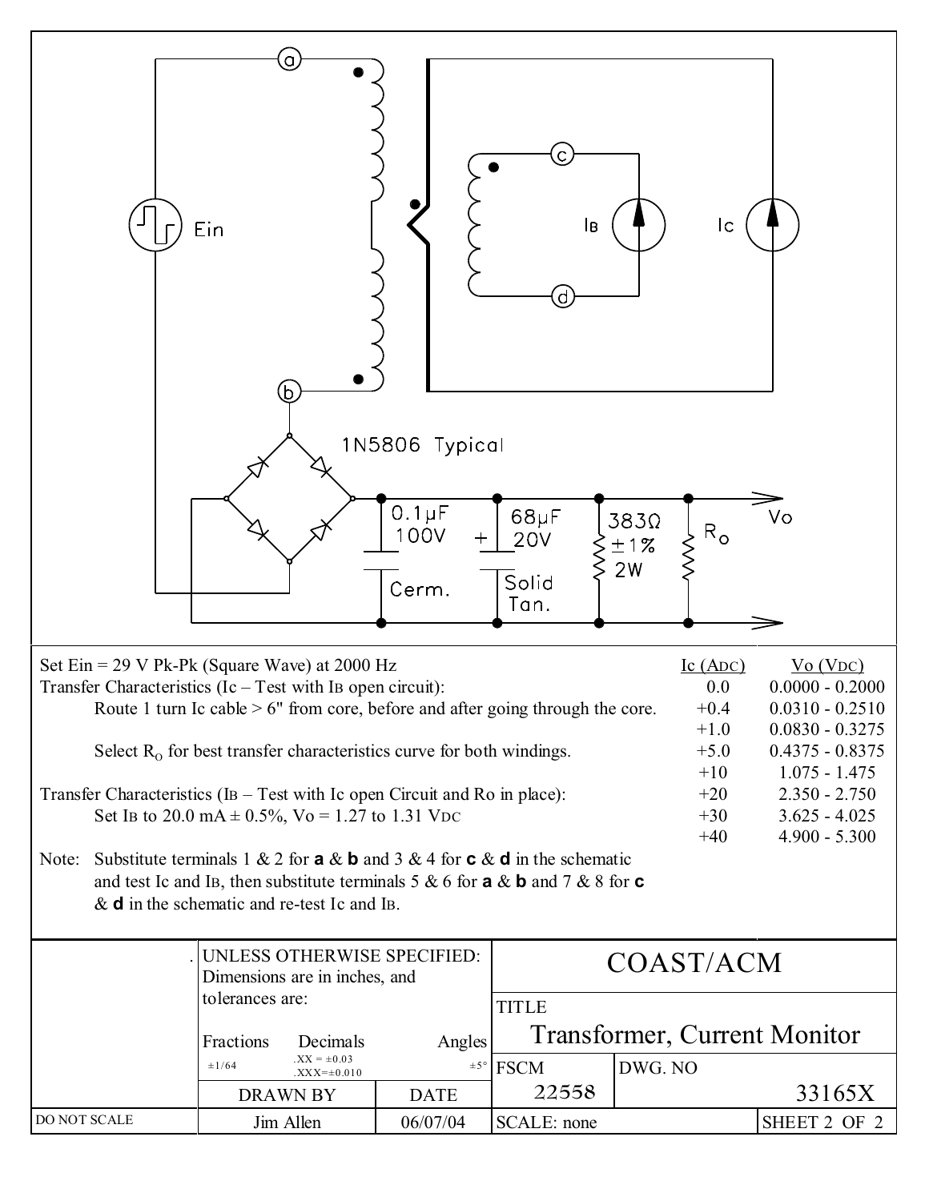Ein

a

b

c

d

IB

Ic

1N5806 Typical

0.1µF
100V
Cerm.

68µF
20V
Solid
Tan.

383Ω
±1%
2W

$R_o$

Vo

Set Ein = 29 V Pk-Pk (Square Wave) at 2000 Hz

Transfer Characteristics (Ic – Test with IB open circuit):

Route 1 turn Ic cable > 6" from core, before and after going through the core.

Select $R_O$ for best transfer characteristics curve for both windings.

Transfer Characteristics (IB – Test with Ic open Circuit and Ro in place):

Set IB to 20.0 mA ± 0.5%, Vo = 1.27 to 1.31 VDC

| Ic (ADC) | Vo (VDC) |
|---|---|
| 0.0 | 0.0000 - 0.2000 |
| +0.4 | 0.0310 - 0.2510 |
| +1.0 | 0.0830 - 0.3275 |
| +5.0 | 0.4375 - 0.8375 |
| +10 | 1.075 - 1.475 |
| +20 | 2.350 - 2.750 |
| +30 | 3.625 - 4.025 |
| +40 | 4.900 - 5.300 |

Note: Substitute terminals 1 & 2 for **a** & **b** and 3 & 4 for **c** & **d** in the schematic and test Ic and IB, then substitute terminals 5 & 6 for **a** & **b** and 7 & 8 for **c** & **d** in the schematic and re-test Ic and IB.

| | | | | |
|---|---|---|---|---|
| | UNLESS OTHERWISE SPECIFIED: Dimensions are in inches, and tolerances are: | | COAST/ACM | |
| | Fractions ±1/64 | Decimals .XX = ±0.03 .XXX=±0.010 | Angles ±5° | TITLE Transformer, Current Monitor |
| | DRAWN BY | DATE | FSCM 22558 | DWG. NO 33165X |
| DO NOT SCALE | Jim Allen | 06/07/04 | SCALE: none | SHEET 2 OF 2 |